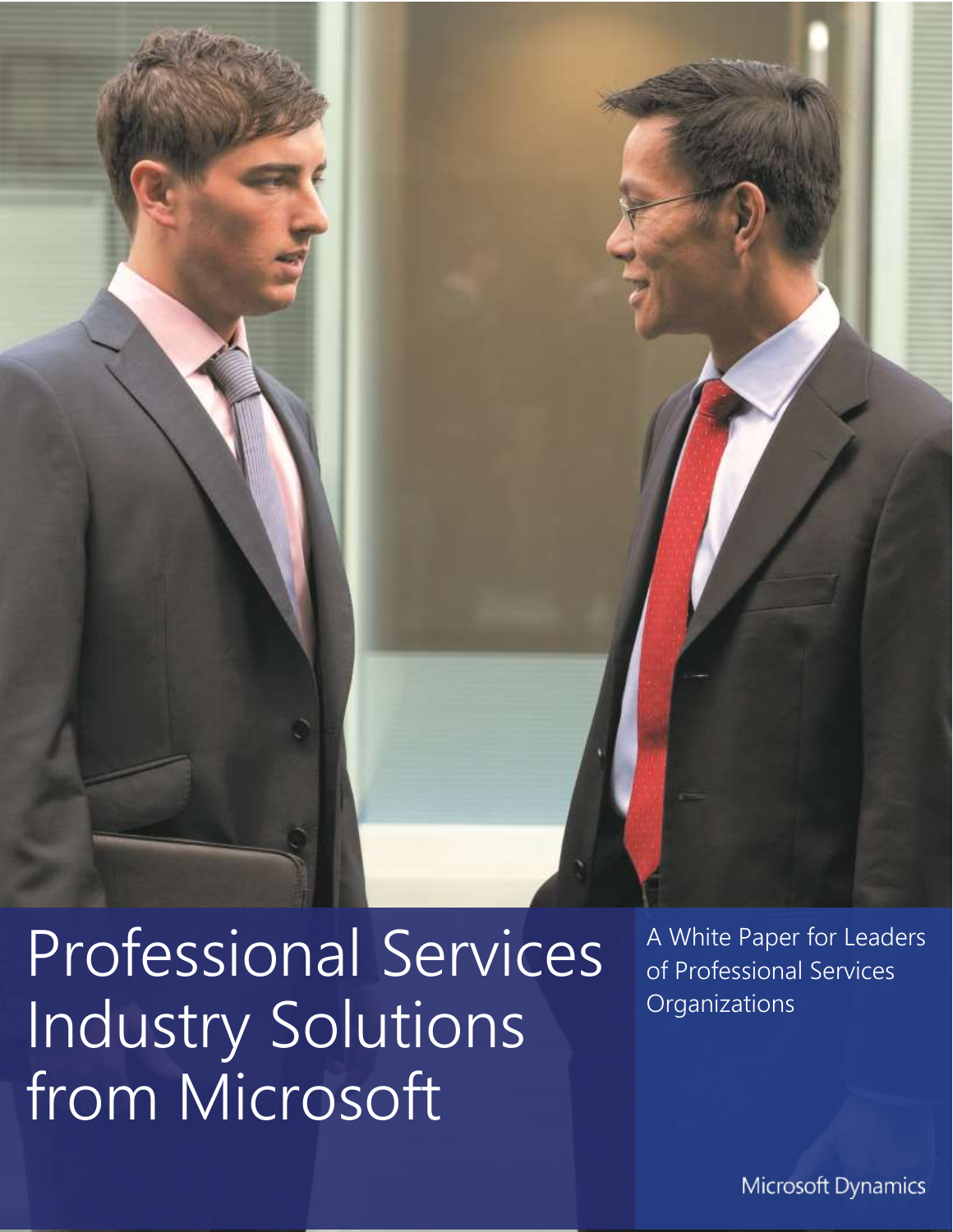# Professional Services Industry Solutions from Microsoft

A White Paper for Leaders of Professional Services Organizations

Microsoft Dynamics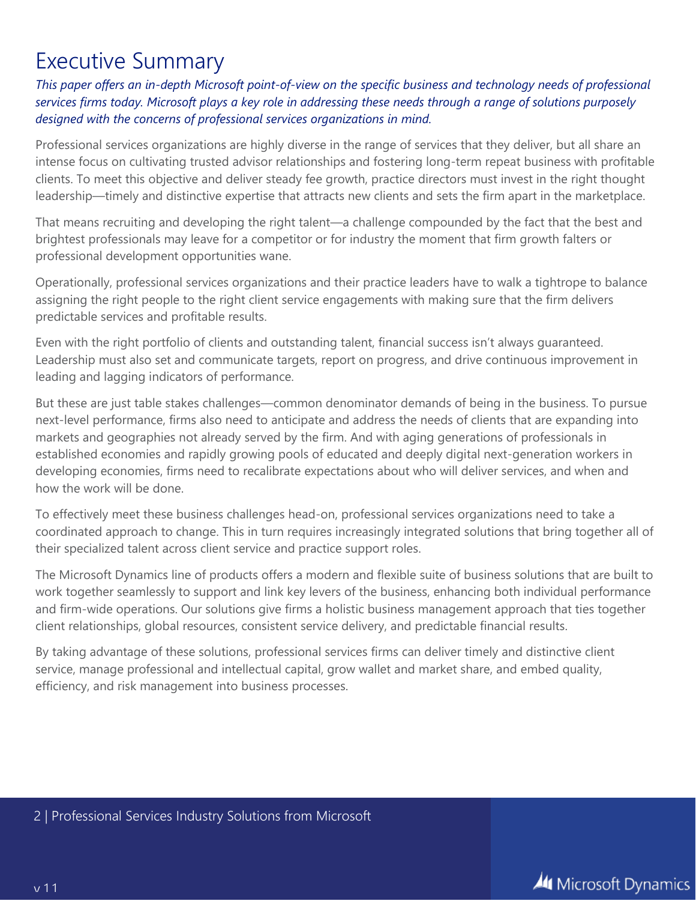# Executive Summary

*This paper offers an in-depth Microsoft point-of-view on the specific business and technology needs of professional services firms today. Microsoft plays a key role in addressing these needs through a range of solutions purposely designed with the concerns of professional services organizations in mind.*

Professional services organizations are highly diverse in the range of services that they deliver, but all share an intense focus on cultivating trusted advisor relationships and fostering long-term repeat business with profitable clients. To meet this objective and deliver steady fee growth, practice directors must invest in the right thought leadership—timely and distinctive expertise that attracts new clients and sets the firm apart in the marketplace.

That means recruiting and developing the right talent—a challenge compounded by the fact that the best and brightest professionals may leave for a competitor or for industry the moment that firm growth falters or professional development opportunities wane.

Operationally, professional services organizations and their practice leaders have to walk a tightrope to balance assigning the right people to the right client service engagements with making sure that the firm delivers predictable services and profitable results.

Even with the right portfolio of clients and outstanding talent, financial success isn't always guaranteed. Leadership must also set and communicate targets, report on progress, and drive continuous improvement in leading and lagging indicators of performance.

But these are just table stakes challenges—common denominator demands of being in the business. To pursue next-level performance, firms also need to anticipate and address the needs of clients that are expanding into markets and geographies not already served by the firm. And with aging generations of professionals in established economies and rapidly growing pools of educated and deeply digital next-generation workers in developing economies, firms need to recalibrate expectations about who will deliver services, and when and how the work will be done.

To effectively meet these business challenges head-on, professional services organizations need to take a coordinated approach to change. This in turn requires increasingly integrated solutions that bring together all of their specialized talent across client service and practice support roles.

The Microsoft Dynamics line of products offers a modern and flexible suite of business solutions that are built to work together seamlessly to support and link key levers of the business, enhancing both individual performance and firm-wide operations. Our solutions give firms a holistic business management approach that ties together client relationships, global resources, consistent service delivery, and predictable financial results.

By taking advantage of these solutions, professional services firms can deliver timely and distinctive client service, manage professional and intellectual capital, grow wallet and market share, and embed quality, efficiency, and risk management into business processes.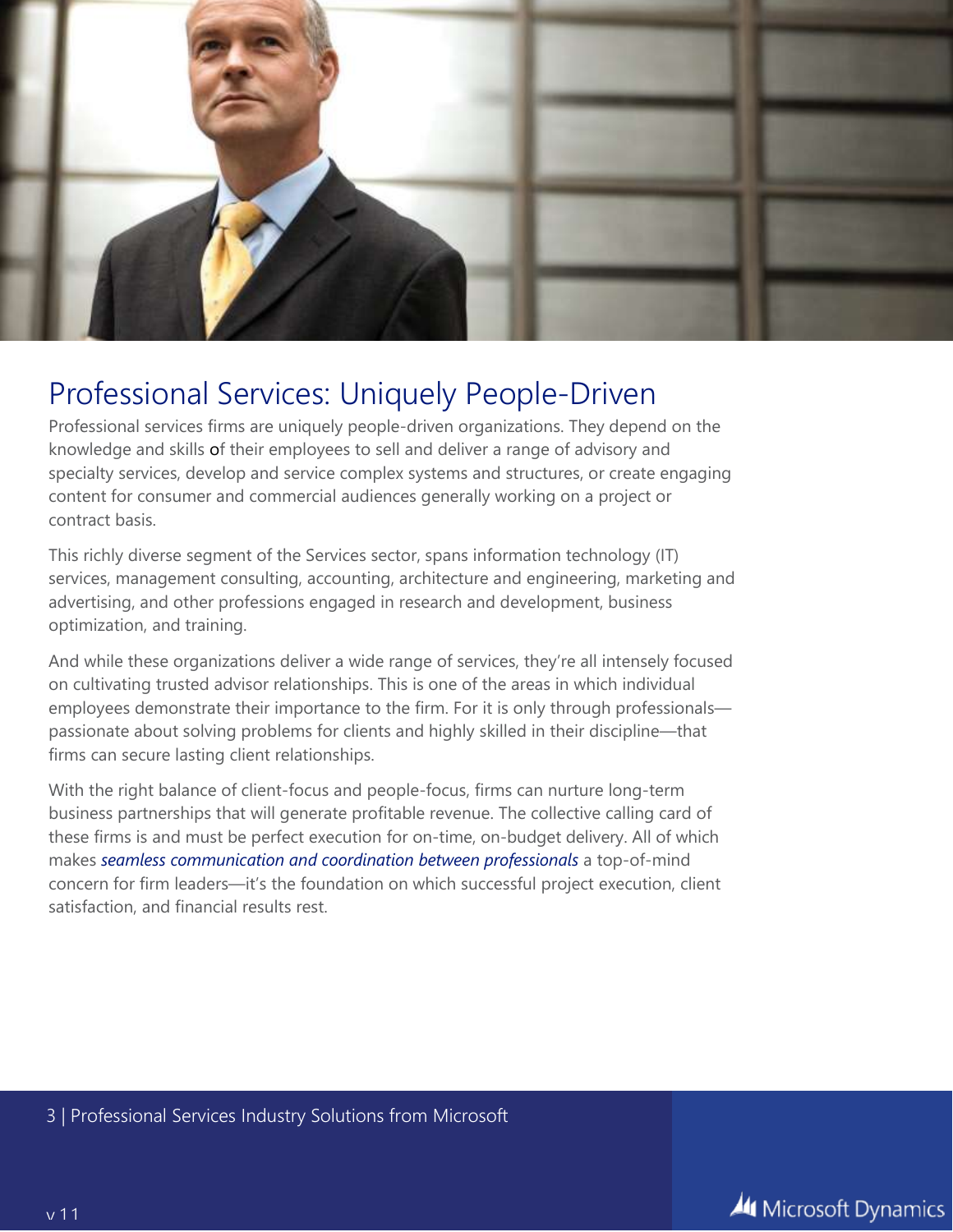# Professional Services: Uniquely People-Driven

Professional services firms are uniquely people-driven organizations. They depend on the knowledge and skills of their employees to sell and deliver a range of advisory and specialty services, develop and service complex systems and structures, or create engaging content for consumer and commercial audiences generally working on a project or contract basis.

This richly diverse segment of the Services sector, spans information technology (IT) services, management consulting, accounting, architecture and engineering, marketing and advertising, and other professions engaged in research and development, business optimization, and training.

And while these organizations deliver a wide range of services, they're all intensely focused on cultivating trusted advisor relationships. This is one of the areas in which individual employees demonstrate their importance to the firm. For it is only through professionals—passionate about solving problems for clients and highly skilled in their discipline—that firms can secure lasting client relationships.

With the right balance of client-focus and people-focus, firms can nurture long-term business partnerships that will generate profitable revenue. The collective calling card of these firms is and must be perfect execution for on-time, on-budget delivery. All of which makes *seamless communication and coordination between professionals* a top-of-mind concern for firm leaders—it's the foundation on which successful project execution, client satisfaction, and financial results rest.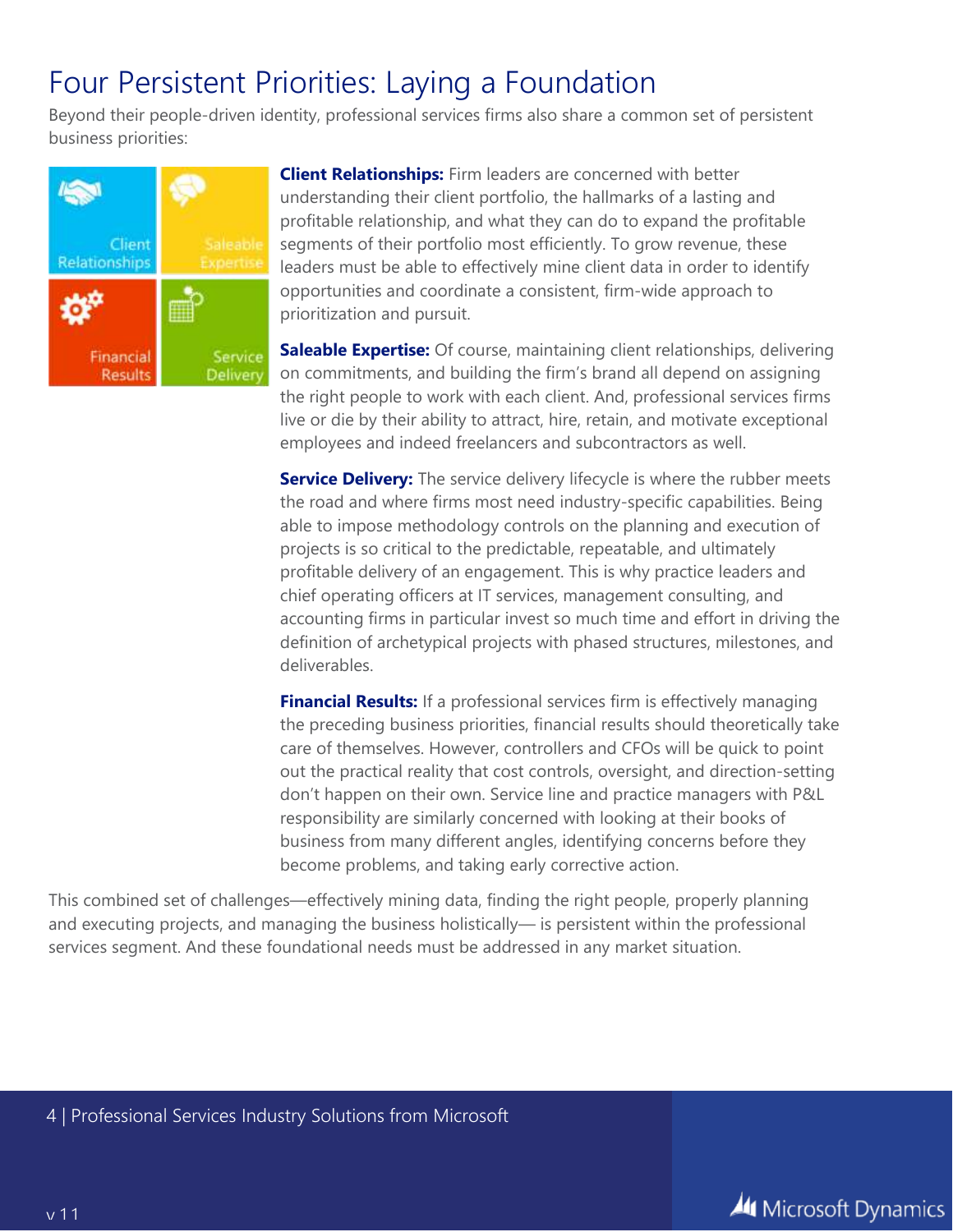# Four Persistent Priorities: Laying a Foundation

Beyond their people-driven identity, professional services firms also share a common set of persistent business priorities:

**Client Relationships:** Firm leaders are concerned with better understanding their client portfolio, the hallmarks of a lasting and profitable relationship, and what they can do to expand the profitable segments of their portfolio most efficiently. To grow revenue, these leaders must be able to effectively mine client data in order to identify opportunities and coordinate a consistent, firm-wide approach to prioritization and pursuit.

**Saleable Expertise:** Of course, maintaining client relationships, delivering on commitments, and building the firm's brand all depend on assigning the right people to work with each client. And, professional services firms live or die by their ability to attract, hire, retain, and motivate exceptional employees and indeed freelancers and subcontractors as well.

**Service Delivery:** The service delivery lifecycle is where the rubber meets the road and where firms most need industry-specific capabilities. Being able to impose methodology controls on the planning and execution of projects is so critical to the predictable, repeatable, and ultimately profitable delivery of an engagement. This is why practice leaders and chief operating officers at IT services, management consulting, and accounting firms in particular invest so much time and effort in driving the definition of archetypical projects with phased structures, milestones, and deliverables.

**Financial Results:** If a professional services firm is effectively managing the preceding business priorities, financial results should theoretically take care of themselves. However, controllers and CFOs will be quick to point out the practical reality that cost controls, oversight, and direction-setting don't happen on their own. Service line and practice managers with P&L responsibility are similarly concerned with looking at their books of business from many different angles, identifying concerns before they become problems, and taking early corrective action.

This combined set of challenges—effectively mining data, finding the right people, properly planning and executing projects, and managing the business holistically— is persistent within the professional services segment. And these foundational needs must be addressed in any market situation.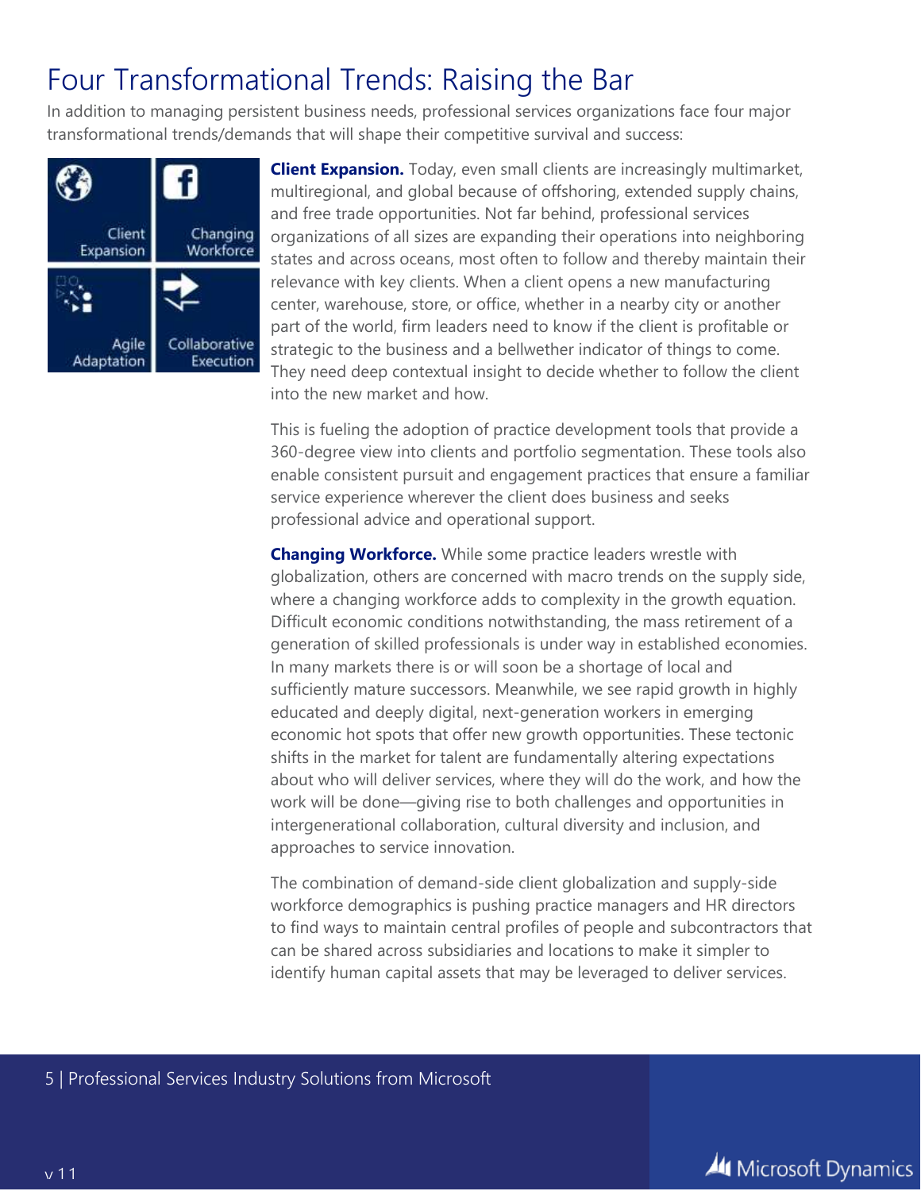# Four Transformational Trends: Raising the Bar

In addition to managing persistent business needs, professional services organizations face four major transformational trends/demands that will shape their competitive survival and success:

Client Expansion | Changing Workforce | Agile Adaptation | Collaborative Execution

**Client Expansion.** Today, even small clients are increasingly multimarket, multiregional, and global because of offshoring, extended supply chains, and free trade opportunities. Not far behind, professional services organizations of all sizes are expanding their operations into neighboring states and across oceans, most often to follow and thereby maintain their relevance with key clients. When a client opens a new manufacturing center, warehouse, store, or office, whether in a nearby city or another part of the world, firm leaders need to know if the client is profitable or strategic to the business and a bellwether indicator of things to come. They need deep contextual insight to decide whether to follow the client into the new market and how.

This is fueling the adoption of practice development tools that provide a 360-degree view into clients and portfolio segmentation. These tools also enable consistent pursuit and engagement practices that ensure a familiar service experience wherever the client does business and seeks professional advice and operational support.

**Changing Workforce.** While some practice leaders wrestle with globalization, others are concerned with macro trends on the supply side, where a changing workforce adds to complexity in the growth equation. Difficult economic conditions notwithstanding, the mass retirement of a generation of skilled professionals is under way in established economies. In many markets there is or will soon be a shortage of local and sufficiently mature successors. Meanwhile, we see rapid growth in highly educated and deeply digital, next-generation workers in emerging economic hot spots that offer new growth opportunities. These tectonic shifts in the market for talent are fundamentally altering expectations about who will deliver services, where they will do the work, and how the work will be done—giving rise to both challenges and opportunities in intergenerational collaboration, cultural diversity and inclusion, and approaches to service innovation.

The combination of demand-side client globalization and supply-side workforce demographics is pushing practice managers and HR directors to find ways to maintain central profiles of people and subcontractors that can be shared across subsidiaries and locations to make it simpler to identify human capital assets that may be leveraged to deliver services.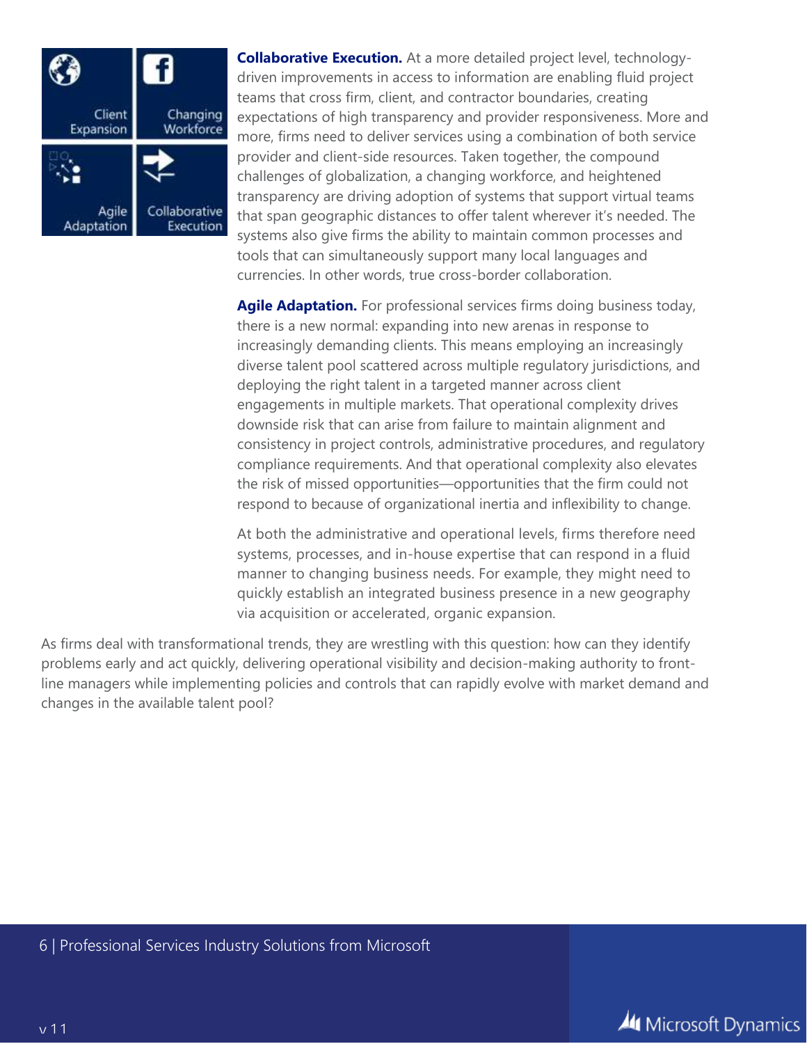**Collaborative Execution.** At a more detailed project level, technology-driven improvements in access to information are enabling fluid project teams that cross firm, client, and contractor boundaries, creating expectations of high transparency and provider responsiveness. More and more, firms need to deliver services using a combination of both service provider and client-side resources. Taken together, the compound challenges of globalization, a changing workforce, and heightened transparency are driving adoption of systems that support virtual teams that span geographic distances to offer talent wherever it's needed. The systems also give firms the ability to maintain common processes and tools that can simultaneously support many local languages and currencies. In other words, true cross-border collaboration.

**Agile Adaptation.** For professional services firms doing business today, there is a new normal: expanding into new arenas in response to increasingly demanding clients. This means employing an increasingly diverse talent pool scattered across multiple regulatory jurisdictions, and deploying the right talent in a targeted manner across client engagements in multiple markets. That operational complexity drives downside risk that can arise from failure to maintain alignment and consistency in project controls, administrative procedures, and regulatory compliance requirements. And that operational complexity also elevates the risk of missed opportunities—opportunities that the firm could not respond to because of organizational inertia and inflexibility to change.

At both the administrative and operational levels, firms therefore need systems, processes, and in-house expertise that can respond in a fluid manner to changing business needs. For example, they might need to quickly establish an integrated business presence in a new geography via acquisition or accelerated, organic expansion.

As firms deal with transformational trends, they are wrestling with this question: how can they identify problems early and act quickly, delivering operational visibility and decision-making authority to front-line managers while implementing policies and controls that can rapidly evolve with market demand and changes in the available talent pool?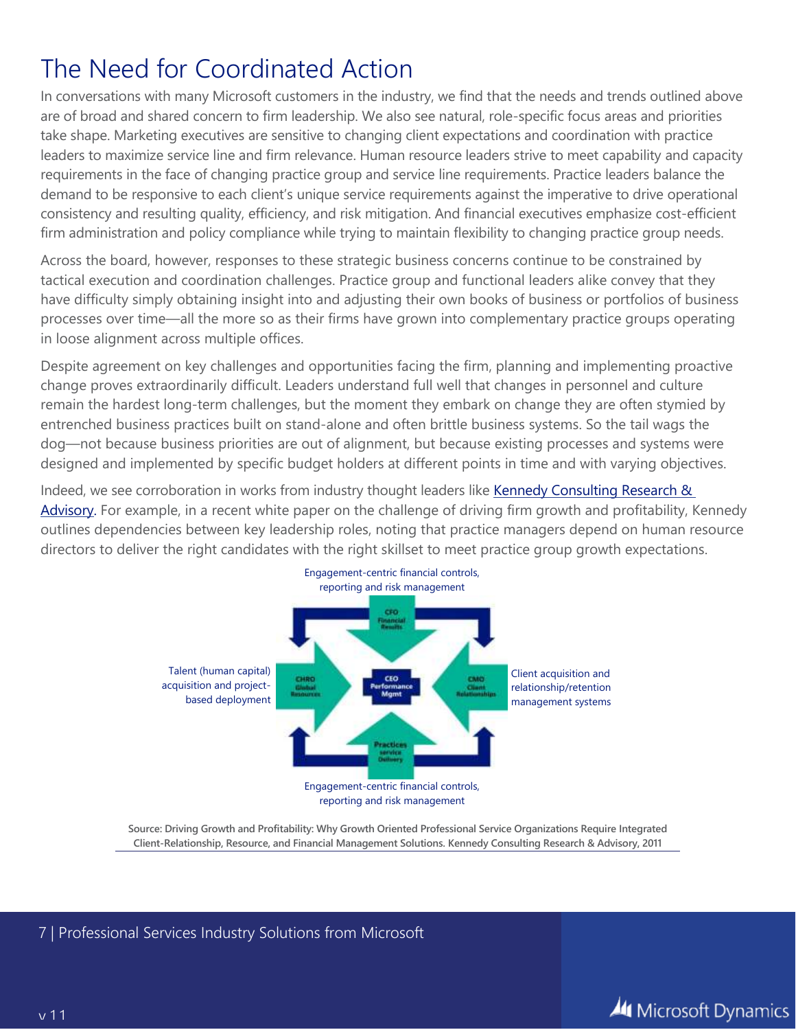# The Need for Coordinated Action

In conversations with many Microsoft customers in the industry, we find that the needs and trends outlined above are of broad and shared concern to firm leadership. We also see natural, role-specific focus areas and priorities take shape. Marketing executives are sensitive to changing client expectations and coordination with practice leaders to maximize service line and firm relevance. Human resource leaders strive to meet capability and capacity requirements in the face of changing practice group and service line requirements. Practice leaders balance the demand to be responsive to each client's unique service requirements against the imperative to drive operational consistency and resulting quality, efficiency, and risk mitigation. And financial executives emphasize cost-efficient firm administration and policy compliance while trying to maintain flexibility to changing practice group needs.

Across the board, however, responses to these strategic business concerns continue to be constrained by tactical execution and coordination challenges. Practice group and functional leaders alike convey that they have difficulty simply obtaining insight into and adjusting their own books of business or portfolios of business processes over time—all the more so as their firms have grown into complementary practice groups operating in loose alignment across multiple offices.

Despite agreement on key challenges and opportunities facing the firm, planning and implementing proactive change proves extraordinarily difficult. Leaders understand full well that changes in personnel and culture remain the hardest long-term challenges, but the moment they embark on change they are often stymied by entrenched business practices built on stand-alone and often brittle business systems. So the tail wags the dog—not because business priorities are out of alignment, but because existing processes and systems were designed and implemented by specific budget holders at different points in time and with varying objectives.

Indeed, we see corroboration in works from industry thought leaders like [Kennedy Consulting Research & Advisory](). For example, in a recent white paper on the challenge of driving firm growth and profitability, Kennedy outlines dependencies between key leadership roles, noting that practice managers depend on human resource directors to deliver the right candidates with the right skillset to meet practice group growth expectations.

Engagement-centric financial controls, reporting and risk management

CFO Financial Results

Talent (human capital) acquisition and project-based deployment

CHRO Global Resources

CEO Performance Mgmt

CMO Client Relationships

Client acquisition and relationship/retention management systems

Practices service Delivery

Engagement-centric financial controls, reporting and risk management

Source: Driving Growth and Profitability: Why Growth Oriented Professional Service Organizations Require Integrated Client-Relationship, Resource, and Financial Management Solutions. Kennedy Consulting Research & Advisory, 2011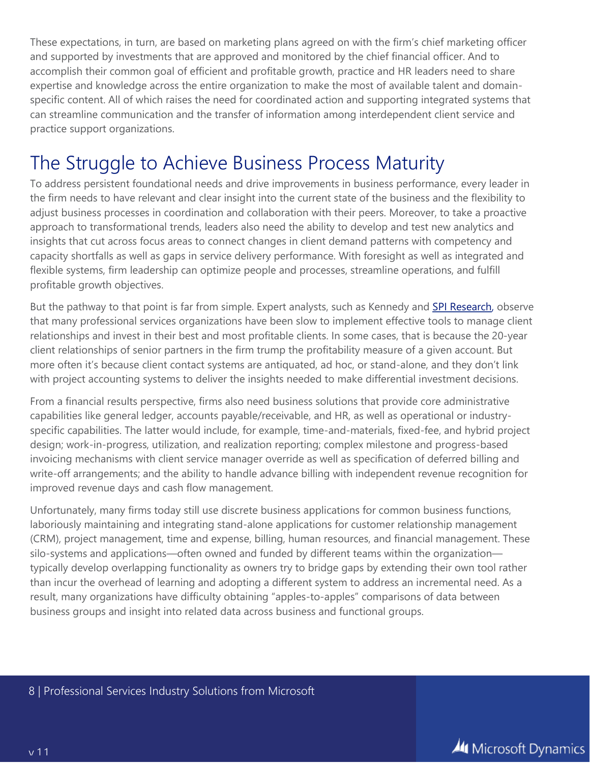These expectations, in turn, are based on marketing plans agreed on with the firm's chief marketing officer and supported by investments that are approved and monitored by the chief financial officer. And to accomplish their common goal of efficient and profitable growth, practice and HR leaders need to share expertise and knowledge across the entire organization to make the most of available talent and domain-specific content. All of which raises the need for coordinated action and supporting integrated systems that can streamline communication and the transfer of information among interdependent client service and practice support organizations.

# The Struggle to Achieve Business Process Maturity

To address persistent foundational needs and drive improvements in business performance, every leader in the firm needs to have relevant and clear insight into the current state of the business and the flexibility to adjust business processes in coordination and collaboration with their peers. Moreover, to take a proactive approach to transformational trends, leaders also need the ability to develop and test new analytics and insights that cut across focus areas to connect changes in client demand patterns with competency and capacity shortfalls as well as gaps in service delivery performance. With foresight as well as integrated and flexible systems, firm leadership can optimize people and processes, streamline operations, and fulfill profitable growth objectives.

But the pathway to that point is far from simple. Expert analysts, such as Kennedy and SPI Research, observe that many professional services organizations have been slow to implement effective tools to manage client relationships and invest in their best and most profitable clients. In some cases, that is because the 20-year client relationships of senior partners in the firm trump the profitability measure of a given account. But more often it's because client contact systems are antiquated, ad hoc, or stand-alone, and they don't link with project accounting systems to deliver the insights needed to make differential investment decisions.

From a financial results perspective, firms also need business solutions that provide core administrative capabilities like general ledger, accounts payable/receivable, and HR, as well as operational or industry-specific capabilities. The latter would include, for example, time-and-materials, fixed-fee, and hybrid project design; work-in-progress, utilization, and realization reporting; complex milestone and progress-based invoicing mechanisms with client service manager override as well as specification of deferred billing and write-off arrangements; and the ability to handle advance billing with independent revenue recognition for improved revenue days and cash flow management.

Unfortunately, many firms today still use discrete business applications for common business functions, laboriously maintaining and integrating stand-alone applications for customer relationship management (CRM), project management, time and expense, billing, human resources, and financial management. These silo-systems and applications—often owned and funded by different teams within the organization—typically develop overlapping functionality as owners try to bridge gaps by extending their own tool rather than incur the overhead of learning and adopting a different system to address an incremental need. As a result, many organizations have difficulty obtaining "apples-to-apples" comparisons of data between business groups and insight into related data across business and functional groups.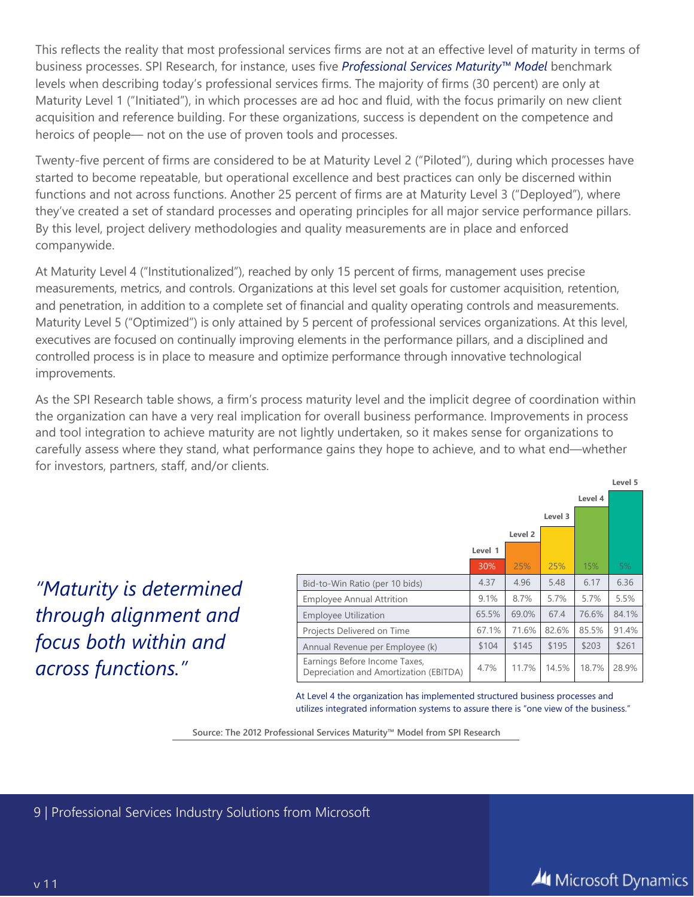This reflects the reality that most professional services firms are not at an effective level of maturity in terms of business processes. SPI Research, for instance, uses five *Professional Services Maturity™ Model* benchmark levels when describing today's professional services firms. The majority of firms (30 percent) are only at Maturity Level 1 ("Initiated"), in which processes are ad hoc and fluid, with the focus primarily on new client acquisition and reference building. For these organizations, success is dependent on the competence and heroics of people— not on the use of proven tools and processes.

Twenty-five percent of firms are considered to be at Maturity Level 2 ("Piloted"), during which processes have started to become repeatable, but operational excellence and best practices can only be discerned within functions and not across functions. Another 25 percent of firms are at Maturity Level 3 ("Deployed"), where they've created a set of standard processes and operating principles for all major service performance pillars. By this level, project delivery methodologies and quality measurements are in place and enforced companywide.

At Maturity Level 4 ("Institutionalized"), reached by only 15 percent of firms, management uses precise measurements, metrics, and controls. Organizations at this level set goals for customer acquisition, retention, and penetration, in addition to a complete set of financial and quality operating controls and measurements. Maturity Level 5 ("Optimized") is only attained by 5 percent of professional services organizations. At this level, executives are focused on continually improving elements in the performance pillars, and a disciplined and controlled process is in place to measure and optimize performance through innovative technological improvements.

As the SPI Research table shows, a firm's process maturity level and the implicit degree of coordination within the organization can have a very real implication for overall business performance. Improvements in process and tool integration to achieve maturity are not lightly undertaken, so it makes sense for organizations to carefully assess where they stand, what performance gains they hope to achieve, and to what end—whether for investors, partners, staff, and/or clients.

*"Maturity is determined through alignment and focus both within and across functions."*

| | Level 1 | Level 2 | Level 3 | Level 4 | Level 5 |
|---|---|---|---|---|---|
| | 30% | 25% | 25% | 15% | 5% |
| Bid-to-Win Ratio (per 10 bids) | 4.37 | 4.96 | 5.48 | 6.17 | 6.36 |
| Employee Annual Attrition | 9.1% | 8.7% | 5.7% | 5.7% | 5.5% |
| Employee Utilization | 65.5% | 69.0% | 67.4 | 76.6% | 84.1% |
| Projects Delivered on Time | 67.1% | 71.6% | 82.6% | 85.5% | 91.4% |
| Annual Revenue per Employee (k) | $104 | $145 | $195 | $203 | $261 |
| Earnings Before Income Taxes, Depreciation and Amortization (EBITDA) | 4.7% | 11.7% | 14.5% | 18.7% | 28.9% |

At Level 4 the organization has implemented structured business processes and utilizes integrated information systems to assure there is "one view of the business."

Source: The 2012 Professional Services Maturity™ Model from SPI Research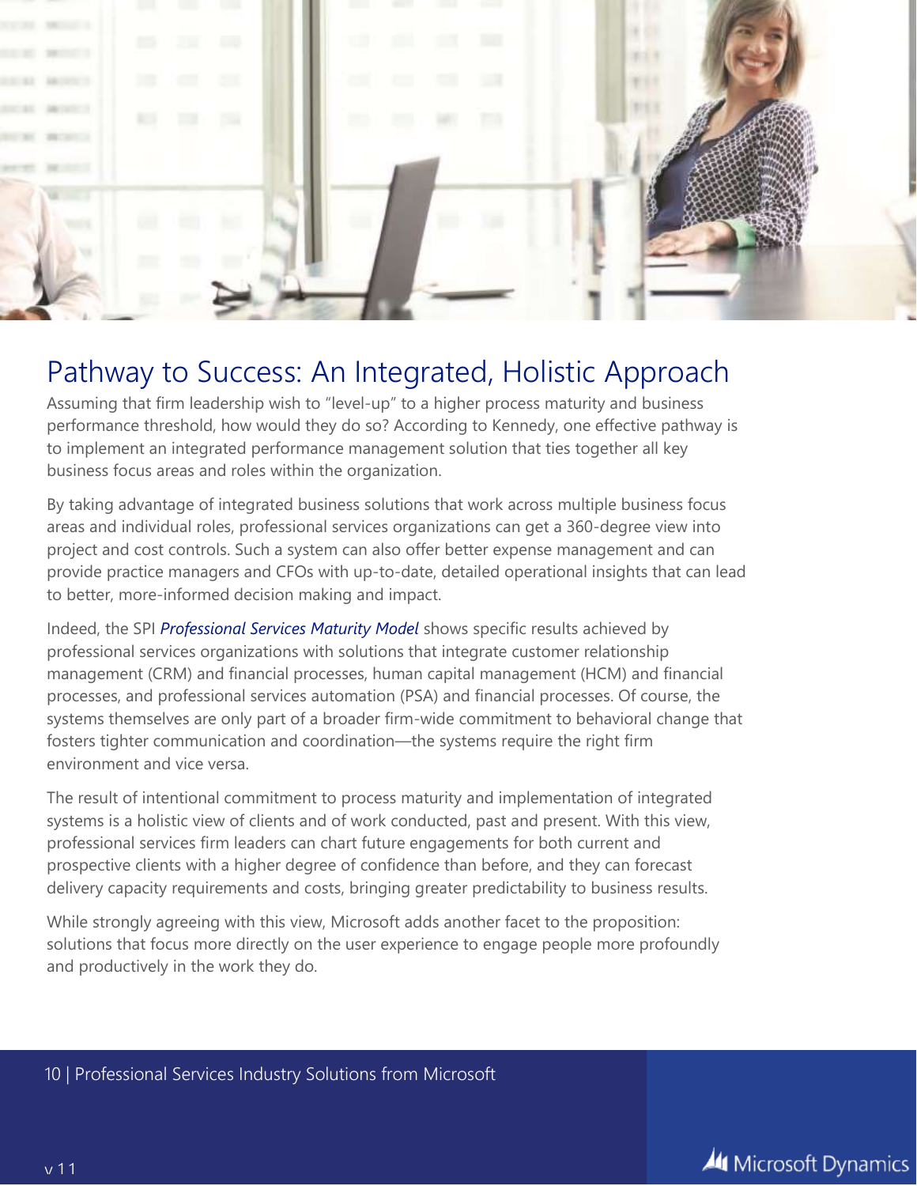## Pathway to Success: An Integrated, Holistic Approach

Assuming that firm leadership wish to "level-up" to a higher process maturity and business performance threshold, how would they do so? According to Kennedy, one effective pathway is to implement an integrated performance management solution that ties together all key business focus areas and roles within the organization.

By taking advantage of integrated business solutions that work across multiple business focus areas and individual roles, professional services organizations can get a 360-degree view into project and cost controls. Such a system can also offer better expense management and can provide practice managers and CFOs with up-to-date, detailed operational insights that can lead to better, more-informed decision making and impact.

Indeed, the SPI *Professional Services Maturity Model* shows specific results achieved by professional services organizations with solutions that integrate customer relationship management (CRM) and financial processes, human capital management (HCM) and financial processes, and professional services automation (PSA) and financial processes. Of course, the systems themselves are only part of a broader firm-wide commitment to behavioral change that fosters tighter communication and coordination—the systems require the right firm environment and vice versa.

The result of intentional commitment to process maturity and implementation of integrated systems is a holistic view of clients and of work conducted, past and present. With this view, professional services firm leaders can chart future engagements for both current and prospective clients with a higher degree of confidence than before, and they can forecast delivery capacity requirements and costs, bringing greater predictability to business results.

While strongly agreeing with this view, Microsoft adds another facet to the proposition: solutions that focus more directly on the user experience to engage people more profoundly and productively in the work they do.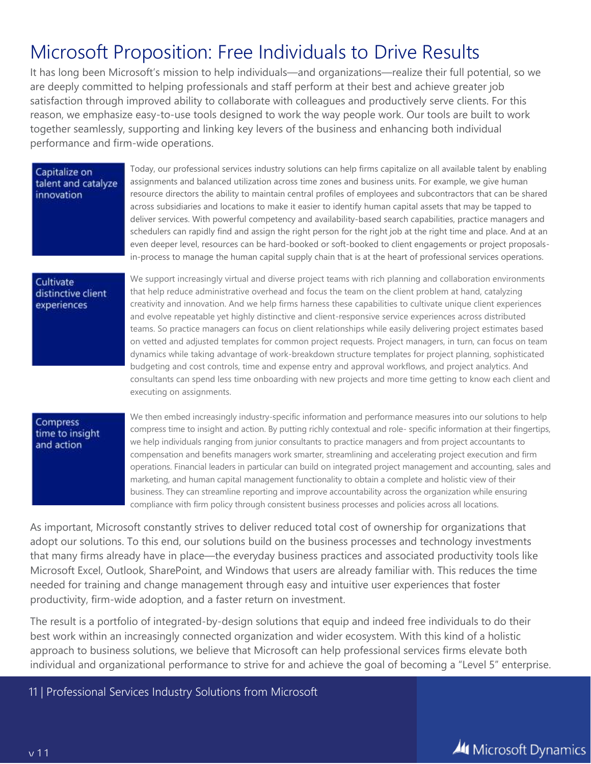# Microsoft Proposition: Free Individuals to Drive Results

It has long been Microsoft's mission to help individuals—and organizations—realize their full potential, so we are deeply committed to helping professionals and staff perform at their best and achieve greater job satisfaction through improved ability to collaborate with colleagues and productively serve clients. For this reason, we emphasize easy-to-use tools designed to work the way people work. Our tools are built to work together seamlessly, supporting and linking key levers of the business and enhancing both individual performance and firm-wide operations.

**Capitalize on talent and catalyze innovation**

Today, our professional services industry solutions can help firms capitalize on all available talent by enabling assignments and balanced utilization across time zones and business units. For example, we give human resource directors the ability to maintain central profiles of employees and subcontractors that can be shared across subsidiaries and locations to make it easier to identify human capital assets that may be tapped to deliver services. With powerful competency and availability-based search capabilities, practice managers and schedulers can rapidly find and assign the right person for the right job at the right time and place. And at an even deeper level, resources can be hard-booked or soft-booked to client engagements or project proposals-in-process to manage the human capital supply chain that is at the heart of professional services operations.

**Cultivate distinctive client experiences**

We support increasingly virtual and diverse project teams with rich planning and collaboration environments that help reduce administrative overhead and focus the team on the client problem at hand, catalyzing creativity and innovation. And we help firms harness these capabilities to cultivate unique client experiences and evolve repeatable yet highly distinctive and client-responsive service experiences across distributed teams. So practice managers can focus on client relationships while easily delivering project estimates based on vetted and adjusted templates for common project requests. Project managers, in turn, can focus on team dynamics while taking advantage of work-breakdown structure templates for project planning, sophisticated budgeting and cost controls, time and expense entry and approval workflows, and project analytics. And consultants can spend less time onboarding with new projects and more time getting to know each client and executing on assignments.

**Compress time to insight and action**

We then embed increasingly industry-specific information and performance measures into our solutions to help compress time to insight and action. By putting richly contextual and role- specific information at their fingertips, we help individuals ranging from junior consultants to practice managers and from project accountants to compensation and benefits managers work smarter, streamlining and accelerating project execution and firm operations. Financial leaders in particular can build on integrated project management and accounting, sales and marketing, and human capital management functionality to obtain a complete and holistic view of their business. They can streamline reporting and improve accountability across the organization while ensuring compliance with firm policy through consistent business processes and policies across all locations.

As important, Microsoft constantly strives to deliver reduced total cost of ownership for organizations that adopt our solutions. To this end, our solutions build on the business processes and technology investments that many firms already have in place—the everyday business practices and associated productivity tools like Microsoft Excel, Outlook, SharePoint, and Windows that users are already familiar with. This reduces the time needed for training and change management through easy and intuitive user experiences that foster productivity, firm-wide adoption, and a faster return on investment.

The result is a portfolio of integrated-by-design solutions that equip and indeed free individuals to do their best work within an increasingly connected organization and wider ecosystem. With this kind of a holistic approach to business solutions, we believe that Microsoft can help professional services firms elevate both individual and organizational performance to strive for and achieve the goal of becoming a "Level 5" enterprise.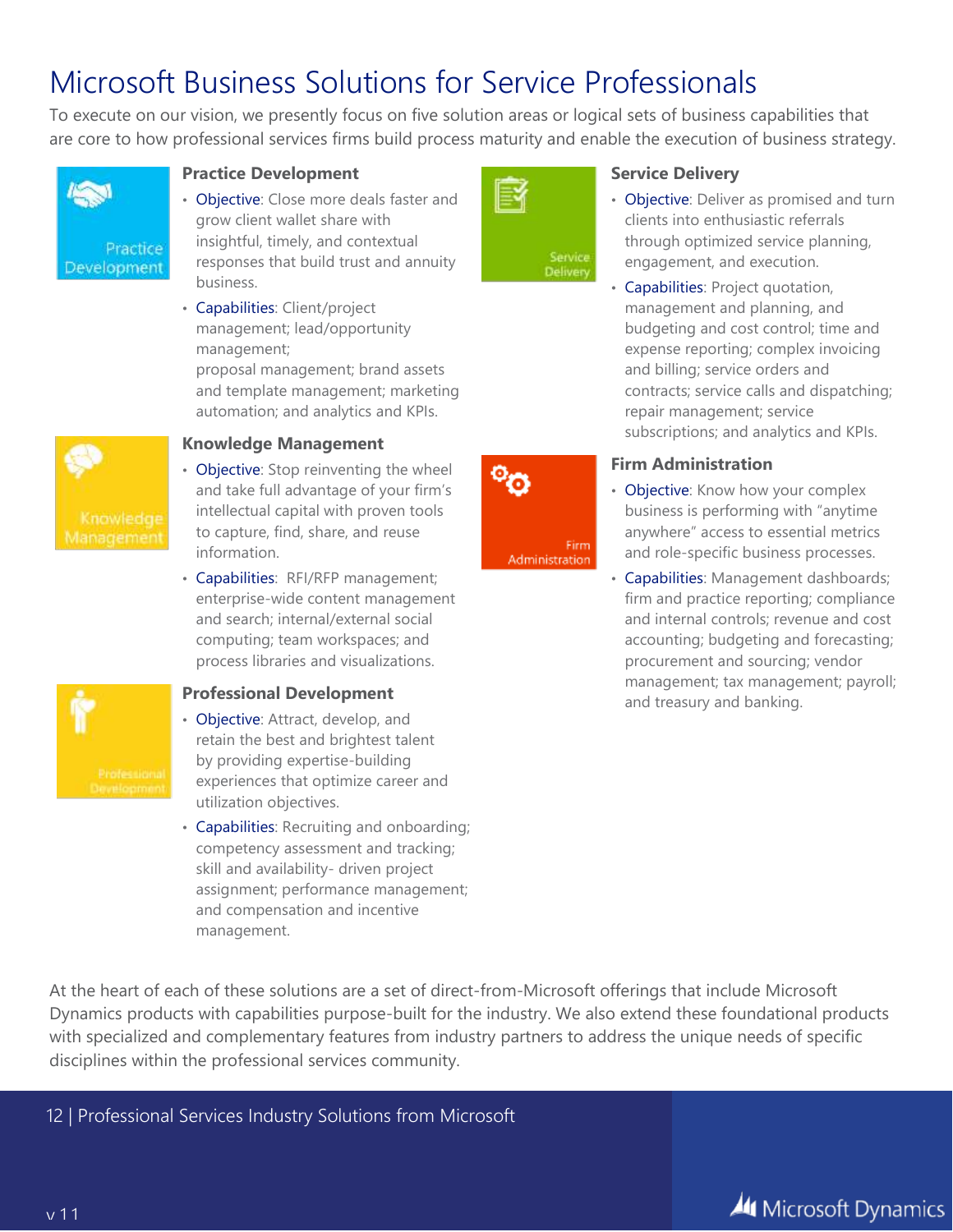# Microsoft Business Solutions for Service Professionals

To execute on our vision, we presently focus on five solution areas or logical sets of business capabilities that are core to how professional services firms build process maturity and enable the execution of business strategy.

### Practice Development

- Objective: Close more deals faster and grow client wallet share with insightful, timely, and contextual responses that build trust and annuity business.
- Capabilities: Client/project management; lead/opportunity management; proposal management; brand assets and template management; marketing automation; and analytics and KPIs.

### Knowledge Management

- Objective: Stop reinventing the wheel and take full advantage of your firm's intellectual capital with proven tools to capture, find, share, and reuse information.
- Capabilities: RFI/RFP management; enterprise-wide content management and search; internal/external social computing; team workspaces; and process libraries and visualizations.

### Professional Development

- Objective: Attract, develop, and retain the best and brightest talent by providing expertise-building experiences that optimize career and utilization objectives.
- Capabilities: Recruiting and onboarding; competency assessment and tracking; skill and availability- driven project assignment; performance management; and compensation and incentive management.

### Service Delivery

- Objective: Deliver as promised and turn clients into enthusiastic referrals through optimized service planning, engagement, and execution.
- Capabilities: Project quotation, management and planning, and budgeting and cost control; time and expense reporting; complex invoicing and billing; service orders and contracts; service calls and dispatching; repair management; service subscriptions; and analytics and KPIs.

### Firm Administration

- Objective: Know how your complex business is performing with "anytime anywhere" access to essential metrics and role-specific business processes.
- Capabilities: Management dashboards; firm and practice reporting; compliance and internal controls; revenue and cost accounting; budgeting and forecasting; procurement and sourcing; vendor management; tax management; payroll; and treasury and banking.

At the heart of each of these solutions are a set of direct-from-Microsoft offerings that include Microsoft Dynamics products with capabilities purpose-built for the industry. We also extend these foundational products with specialized and complementary features from industry partners to address the unique needs of specific disciplines within the professional services community.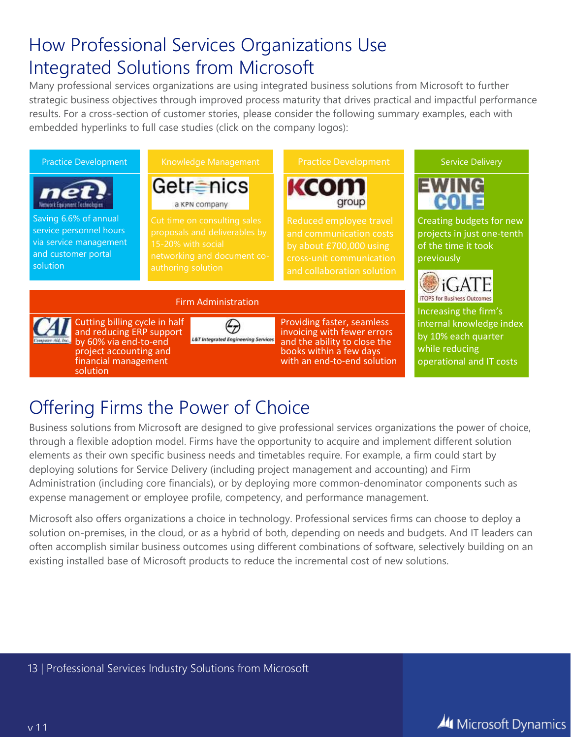# How Professional Services Organizations Use Integrated Solutions from Microsoft

Many professional services organizations are using integrated business solutions from Microsoft to further strategic business objectives through improved process maturity that drives practical and impactful performance results. For a cross-section of customer stories, please consider the following summary examples, each with embedded hyperlinks to full case studies (click on the company logos):

**Practice Development**

net — Network Equipment Technologies

Saving 6.6% of annual service personnel hours via service management and customer portal solution

**Knowledge Management**

Getronics — a KPN company

Cut time on consulting sales proposals and deliverables by 15-20% with social networking and document co-authoring solution

**Practice Development**

KCOM group

Reduced employee travel and communication costs by about £700,000 using cross-unit communication and collaboration solution

**Service Delivery**

EWING COLE

Creating budgets for new projects in just one-tenth of the time it took previously

iGATE — iTOPS for Business Outcomes

Increasing the firm's internal knowledge index by 10% each quarter while reducing operational and IT costs

**Firm Administration**

CAI — Computer Aid, Inc.

Cutting billing cycle in half and reducing ERP support by 60% via end-to-end project accounting and financial management solution

L&T Integrated Engineering Services

Providing faster, seamless invoicing with fewer errors and the ability to close the books within a few days with an end-to-end solution

# Offering Firms the Power of Choice

Business solutions from Microsoft are designed to give professional services organizations the power of choice, through a flexible adoption model. Firms have the opportunity to acquire and implement different solution elements as their own specific business needs and timetables require. For example, a firm could start by deploying solutions for Service Delivery (including project management and accounting) and Firm Administration (including core financials), or by deploying more common-denominator components such as expense management or employee profile, competency, and performance management.

Microsoft also offers organizations a choice in technology. Professional services firms can choose to deploy a solution on-premises, in the cloud, or as a hybrid of both, depending on needs and budgets. And IT leaders can often accomplish similar business outcomes using different combinations of software, selectively building on an existing installed base of Microsoft products to reduce the incremental cost of new solutions.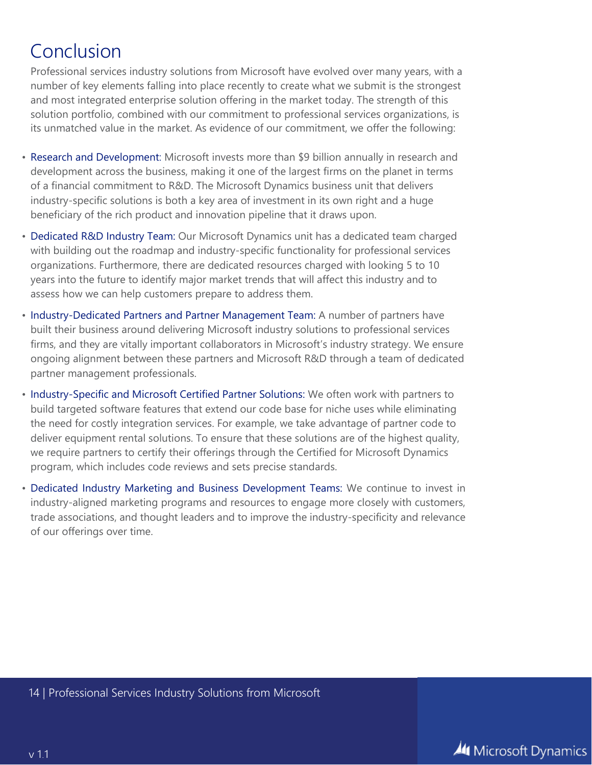# Conclusion

Professional services industry solutions from Microsoft have evolved over many years, with a number of key elements falling into place recently to create what we submit is the strongest and most integrated enterprise solution offering in the market today. The strength of this solution portfolio, combined with our commitment to professional services organizations, is its unmatched value in the market. As evidence of our commitment, we offer the following:

- Research and Development: Microsoft invests more than $9 billion annually in research and development across the business, making it one of the largest firms on the planet in terms of a financial commitment to R&D. The Microsoft Dynamics business unit that delivers industry-specific solutions is both a key area of investment in its own right and a huge beneficiary of the rich product and innovation pipeline that it draws upon.
- Dedicated R&D Industry Team: Our Microsoft Dynamics unit has a dedicated team charged with building out the roadmap and industry-specific functionality for professional services organizations. Furthermore, there are dedicated resources charged with looking 5 to 10 years into the future to identify major market trends that will affect this industry and to assess how we can help customers prepare to address them.
- Industry-Dedicated Partners and Partner Management Team: A number of partners have built their business around delivering Microsoft industry solutions to professional services firms, and they are vitally important collaborators in Microsoft's industry strategy. We ensure ongoing alignment between these partners and Microsoft R&D through a team of dedicated partner management professionals.
- Industry-Specific and Microsoft Certified Partner Solutions: We often work with partners to build targeted software features that extend our code base for niche uses while eliminating the need for costly integration services. For example, we take advantage of partner code to deliver equipment rental solutions. To ensure that these solutions are of the highest quality, we require partners to certify their offerings through the Certified for Microsoft Dynamics program, which includes code reviews and sets precise standards.
- Dedicated Industry Marketing and Business Development Teams: We continue to invest in industry-aligned marketing programs and resources to engage more closely with customers, trade associations, and thought leaders and to improve the industry-specificity and relevance of our offerings over time.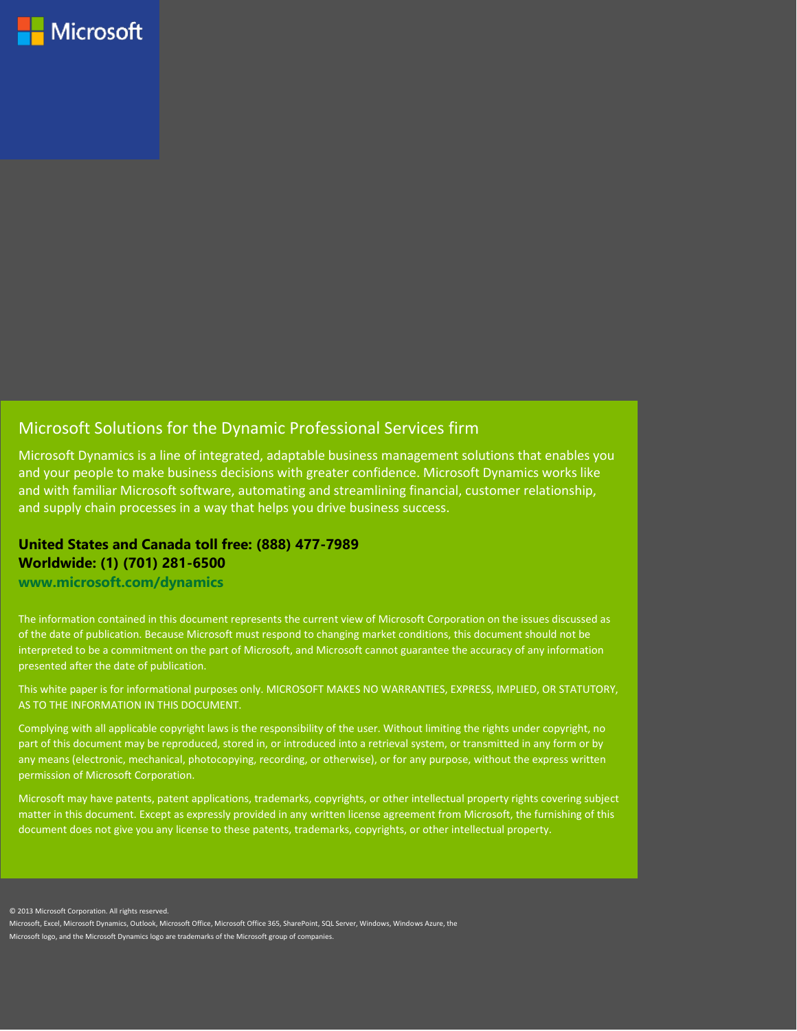Microsoft

## Microsoft Solutions for the Dynamic Professional Services firm

Microsoft Dynamics is a line of integrated, adaptable business management solutions that enables you and your people to make business decisions with greater confidence. Microsoft Dynamics works like and with familiar Microsoft software, automating and streamlining financial, customer relationship, and supply chain processes in a way that helps you drive business success.

**United States and Canada toll free: (888) 477-7989**
**Worldwide: (1) (701) 281-6500**
**www.microsoft.com/dynamics**

The information contained in this document represents the current view of Microsoft Corporation on the issues discussed as of the date of publication. Because Microsoft must respond to changing market conditions, this document should not be interpreted to be a commitment on the part of Microsoft, and Microsoft cannot guarantee the accuracy of any information presented after the date of publication.

This white paper is for informational purposes only. MICROSOFT MAKES NO WARRANTIES, EXPRESS, IMPLIED, OR STATUTORY, AS TO THE INFORMATION IN THIS DOCUMENT.

Complying with all applicable copyright laws is the responsibility of the user. Without limiting the rights under copyright, no part of this document may be reproduced, stored in, or introduced into a retrieval system, or transmitted in any form or by any means (electronic, mechanical, photocopying, recording, or otherwise), or for any purpose, without the express written permission of Microsoft Corporation.

Microsoft may have patents, patent applications, trademarks, copyrights, or other intellectual property rights covering subject matter in this document. Except as expressly provided in any written license agreement from Microsoft, the furnishing of this document does not give you any license to these patents, trademarks, copyrights, or other intellectual property.

© 2013 Microsoft Corporation. All rights reserved.
Microsoft, Excel, Microsoft Dynamics, Outlook, Microsoft Office, Microsoft Office 365, SharePoint, SQL Server, Windows, Windows Azure, the Microsoft logo, and the Microsoft Dynamics logo are trademarks of the Microsoft group of companies.